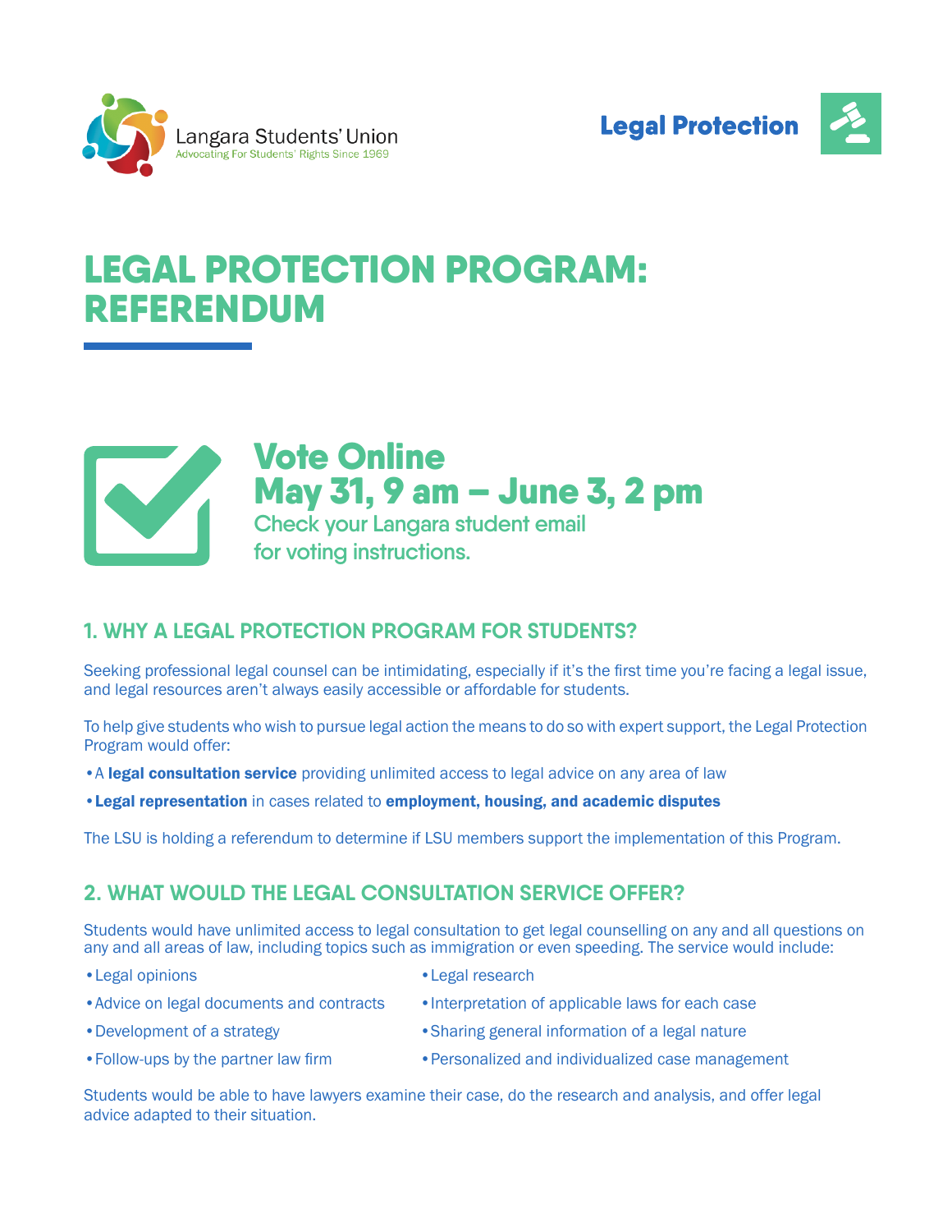Langara Students' Union
Advocating For Students' Rights Since 1969

**Legal Protection**

# LEGAL PROTECTION PROGRAM: REFERENDUM

## Vote Online May 31, 9 am – June 3, 2 pm

Check your Langara student email for voting instructions.

## 1. WHY A LEGAL PROTECTION PROGRAM FOR STUDENTS?

Seeking professional legal counsel can be intimidating, especially if it's the first time you're facing a legal issue, and legal resources aren't always easily accessible or affordable for students.

To help give students who wish to pursue legal action the means to do so with expert support, the Legal Protection Program would offer:

- A **legal consultation service** providing unlimited access to legal advice on any area of law
- **Legal representation** in cases related to **employment, housing, and academic disputes**

The LSU is holding a referendum to determine if LSU members support the implementation of this Program.

## 2. WHAT WOULD THE LEGAL CONSULTATION SERVICE OFFER?

Students would have unlimited access to legal consultation to get legal counselling on any and all questions on any and all areas of law, including topics such as immigration or even speeding. The service would include:

- Legal opinions
- Advice on legal documents and contracts
- Development of a strategy
- Follow-ups by the partner law firm
- Legal research
- Interpretation of applicable laws for each case
- Sharing general information of a legal nature
- Personalized and individualized case management

Students would be able to have lawyers examine their case, do the research and analysis, and offer legal advice adapted to their situation.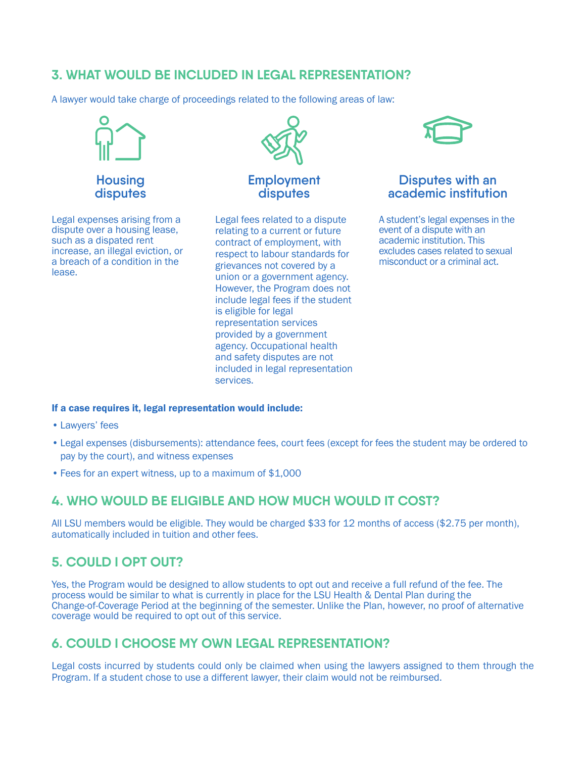## 3. WHAT WOULD BE INCLUDED IN LEGAL REPRESENTATION?

A lawyer would take charge of proceedings related to the following areas of law:

### Housing disputes

Legal expenses arising from a dispute over a housing lease, such as a dispated rent increase, an illegal eviction, or a breach of a condition in the lease.

### Employment disputes

Legal fees related to a dispute relating to a current or future contract of employment, with respect to labour standards for grievances not covered by a union or a government agency. However, the Program does not include legal fees if the student is eligible for legal representation services provided by a government agency. Occupational health and safety disputes are not included in legal representation services.

### Disputes with an academic institution

A student's legal expenses in the event of a dispute with an academic institution. This excludes cases related to sexual misconduct or a criminal act.

**If a case requires it, legal representation would include:**

- Lawyers' fees
- Legal expenses (disbursements): attendance fees, court fees (except for fees the student may be ordered to pay by the court), and witness expenses
- Fees for an expert witness, up to a maximum of $1,000

## 4. WHO WOULD BE ELIGIBLE AND HOW MUCH WOULD IT COST?

All LSU members would be eligible. They would be charged $33 for 12 months of access ($2.75 per month), automatically included in tuition and other fees.

## 5. COULD I OPT OUT?

Yes, the Program would be designed to allow students to opt out and receive a full refund of the fee. The process would be similar to what is currently in place for the LSU Health & Dental Plan during the Change-of-Coverage Period at the beginning of the semester. Unlike the Plan, however, no proof of alternative coverage would be required to opt out of this service.

## 6. COULD I CHOOSE MY OWN LEGAL REPRESENTATION?

Legal costs incurred by students could only be claimed when using the lawyers assigned to them through the Program. If a student chose to use a different lawyer, their claim would not be reimbursed.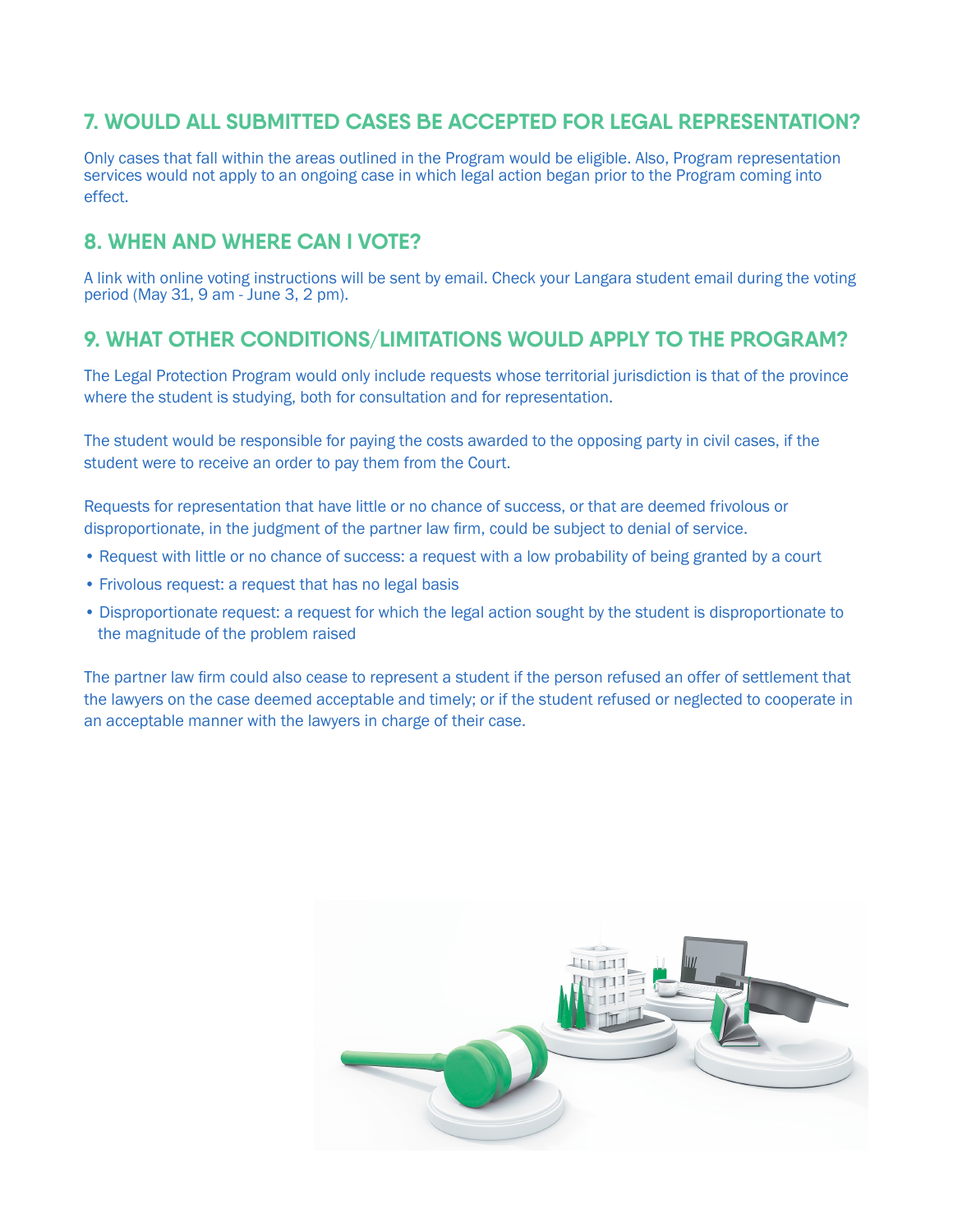## 7. WOULD ALL SUBMITTED CASES BE ACCEPTED FOR LEGAL REPRESENTATION?

Only cases that fall within the areas outlined in the Program would be eligible. Also, Program representation services would not apply to an ongoing case in which legal action began prior to the Program coming into effect.

## 8. WHEN AND WHERE CAN I VOTE?

A link with online voting instructions will be sent by email. Check your Langara student email during the voting period (May 31, 9 am - June 3, 2 pm).

## 9. WHAT OTHER CONDITIONS/LIMITATIONS WOULD APPLY TO THE PROGRAM?

The Legal Protection Program would only include requests whose territorial jurisdiction is that of the province where the student is studying, both for consultation and for representation.

The student would be responsible for paying the costs awarded to the opposing party in civil cases, if the student were to receive an order to pay them from the Court.

Requests for representation that have little or no chance of success, or that are deemed frivolous or disproportionate, in the judgment of the partner law firm, could be subject to denial of service.

- Request with little or no chance of success: a request with a low probability of being granted by a court
- Frivolous request: a request that has no legal basis
- Disproportionate request: a request for which the legal action sought by the student is disproportionate to the magnitude of the problem raised

The partner law firm could also cease to represent a student if the person refused an offer of settlement that the lawyers on the case deemed acceptable and timely; or if the student refused or neglected to cooperate in an acceptable manner with the lawyers in charge of their case.